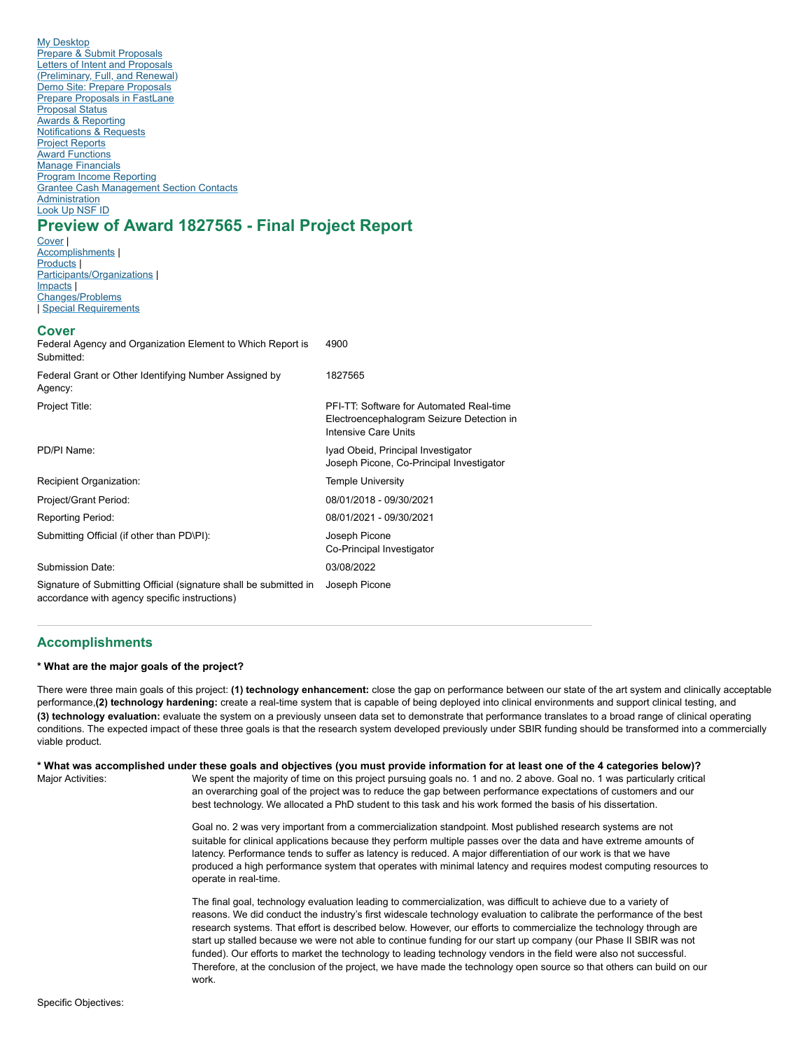My Desktop
Prepare & Submit Proposals
Letters of Intent and Proposals
(Preliminary, Full, and Renewal)
Demo Site: Prepare Proposals
Prepare Proposals in FastLane
Proposal Status
Awards & Reporting
Notifications & Requests
Project Reports
Award Functions
Manage Financials
Program Income Reporting
Grantee Cash Management Section Contacts
Administration
Look Up NSF ID

# Preview of Award 1827565 - Final Project Report

Cover |
Accomplishments |
Products |
Participants/Organizations |
Impacts |
Changes/Problems
| Special Requirements

## Cover

| | |
|---|---|
| Federal Agency and Organization Element to Which Report is Submitted: | 4900 |
| Federal Grant or Other Identifying Number Assigned by Agency: | 1827565 |
| Project Title: | PFI-TT: Software for Automated Real-time Electroencephalogram Seizure Detection in Intensive Care Units |
| PD/PI Name: | Iyad Obeid, Principal Investigator<br>Joseph Picone, Co-Principal Investigator |
| Recipient Organization: | Temple University |
| Project/Grant Period: | 08/01/2018 - 09/30/2021 |
| Reporting Period: | 08/01/2021 - 09/30/2021 |
| Submitting Official (if other than PD\PI): | Joseph Picone<br>Co-Principal Investigator |
| Submission Date: | 03/08/2022 |
| Signature of Submitting Official (signature shall be submitted in accordance with agency specific instructions) | Joseph Picone |

## Accomplishments

**\* What are the major goals of the project?**

There were three main goals of this project: **(1) technology enhancement:** close the gap on performance between our state of the art system and clinically acceptable performance,**(2) technology hardening:** create a real-time system that is capable of being deployed into clinical environments and support clinical testing, and **(3) technology evaluation:** evaluate the system on a previously unseen data set to demonstrate that performance translates to a broad range of clinical operating conditions. The expected impact of these three goals is that the research system developed previously under SBIR funding should be transformed into a commercially viable product.

**\* What was accomplished under these goals and objectives (you must provide information for at least one of the 4 categories below)?**

Major Activities:

We spent the majority of time on this project pursuing goals no. 1 and no. 2 above. Goal no. 1 was particularly critical an overarching goal of the project was to reduce the gap between performance expectations of customers and our best technology. We allocated a PhD student to this task and his work formed the basis of his dissertation.

Goal no. 2 was very important from a commercialization standpoint. Most published research systems are not suitable for clinical applications because they perform multiple passes over the data and have extreme amounts of latency. Performance tends to suffer as latency is reduced. A major differentiation of our work is that we have produced a high performance system that operates with minimal latency and requires modest computing resources to operate in real-time.

The final goal, technology evaluation leading to commercialization, was difficult to achieve due to a variety of reasons. We did conduct the industry's first widescale technology evaluation to calibrate the performance of the best research systems. That effort is described below. However, our efforts to commercialize the technology through are start up stalled because we were not able to continue funding for our start up company (our Phase II SBIR was not funded). Our efforts to market the technology to leading technology vendors in the field were also not successful. Therefore, at the conclusion of the project, we have made the technology open source so that others can build on our work.

Specific Objectives: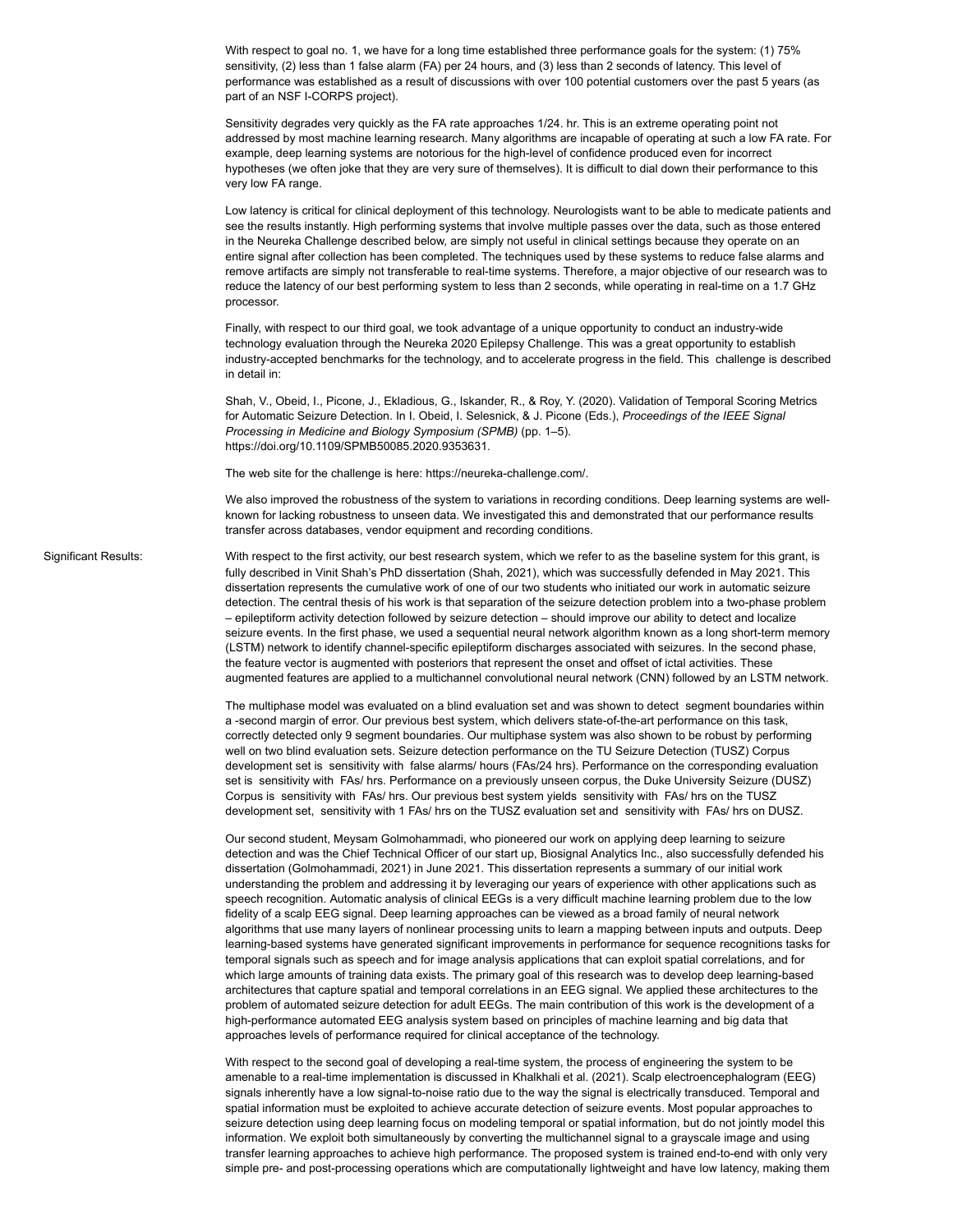With respect to goal no. 1, we have for a long time established three performance goals for the system: (1) 75% sensitivity, (2) less than 1 false alarm (FA) per 24 hours, and (3) less than 2 seconds of latency. This level of performance was established as a result of discussions with over 100 potential customers over the past 5 years (as part of an NSF I-CORPS project).

Sensitivity degrades very quickly as the FA rate approaches 1/24. hr. This is an extreme operating point not addressed by most machine learning research. Many algorithms are incapable of operating at such a low FA rate. For example, deep learning systems are notorious for the high-level of confidence produced even for incorrect hypotheses (we often joke that they are very sure of themselves). It is difficult to dial down their performance to this very low FA range.

Low latency is critical for clinical deployment of this technology. Neurologists want to be able to medicate patients and see the results instantly. High performing systems that involve multiple passes over the data, such as those entered in the Neureka Challenge described below, are simply not useful in clinical settings because they operate on an entire signal after collection has been completed. The techniques used by these systems to reduce false alarms and remove artifacts are simply not transferable to real-time systems. Therefore, a major objective of our research was to reduce the latency of our best performing system to less than 2 seconds, while operating in real-time on a 1.7 GHz processor.

Finally, with respect to our third goal, we took advantage of a unique opportunity to conduct an industry-wide technology evaluation through the Neureka 2020 Epilepsy Challenge. This was a great opportunity to establish industry-accepted benchmarks for the technology, and to accelerate progress in the field. This challenge is described in detail in:

Shah, V., Obeid, I., Picone, J., Ekladious, G., Iskander, R., & Roy, Y. (2020). Validation of Temporal Scoring Metrics for Automatic Seizure Detection. In I. Obeid, I. Selesnick, & J. Picone (Eds.), *Proceedings of the IEEE Signal Processing in Medicine and Biology Symposium (SPMB)* (pp. 1–5). https://doi.org/10.1109/SPMB50085.2020.9353631.

The web site for the challenge is here: https://neureka-challenge.com/.

We also improved the robustness of the system to variations in recording conditions. Deep learning systems are well-known for lacking robustness to unseen data. We investigated this and demonstrated that our performance results transfer across databases, vendor equipment and recording conditions.

**Significant Results:**

With respect to the first activity, our best research system, which we refer to as the baseline system for this grant, is fully described in Vinit Shah's PhD dissertation (Shah, 2021), which was successfully defended in May 2021. This dissertation represents the cumulative work of one of our two students who initiated our work in automatic seizure detection. The central thesis of his work is that separation of the seizure detection problem into a two-phase problem – epileptiform activity detection followed by seizure detection – should improve our ability to detect and localize seizure events. In the first phase, we used a sequential neural network algorithm known as a long short-term memory (LSTM) network to identify channel-specific epileptiform discharges associated with seizures. In the second phase, the feature vector is augmented with posteriors that represent the onset and offset of ictal activities. These augmented features are applied to a multichannel convolutional neural network (CNN) followed by an LSTM network.

The multiphase model was evaluated on a blind evaluation set and was shown to detect segment boundaries within a -second margin of error. Our previous best system, which delivers state-of-the-art performance on this task, correctly detected only 9 segment boundaries. Our multiphase system was also shown to be robust by performing well on two blind evaluation sets. Seizure detection performance on the TU Seizure Detection (TUSZ) Corpus development set is sensitivity with false alarms/ hours (FAs/24 hrs). Performance on the corresponding evaluation set is sensitivity with FAs/ hrs. Performance on a previously unseen corpus, the Duke University Seizure (DUSZ) Corpus is sensitivity with FAs/ hrs. Our previous best system yields sensitivity with FAs/ hrs on the TUSZ development set, sensitivity with 1 FAs/ hrs on the TUSZ evaluation set and sensitivity with FAs/ hrs on DUSZ.

Our second student, Meysam Golmohammadi, who pioneered our work on applying deep learning to seizure detection and was the Chief Technical Officer of our start up, Biosignal Analytics Inc., also successfully defended his dissertation (Golmohammadi, 2021) in June 2021. This dissertation represents a summary of our initial work understanding the problem and addressing it by leveraging our years of experience with other applications such as speech recognition. Automatic analysis of clinical EEGs is a very difficult machine learning problem due to the low fidelity of a scalp EEG signal. Deep learning approaches can be viewed as a broad family of neural network algorithms that use many layers of nonlinear processing units to learn a mapping between inputs and outputs. Deep learning-based systems have generated significant improvements in performance for sequence recognitions tasks for temporal signals such as speech and for image analysis applications that can exploit spatial correlations, and for which large amounts of training data exists. The primary goal of this research was to develop deep learning-based architectures that capture spatial and temporal correlations in an EEG signal. We applied these architectures to the problem of automated seizure detection for adult EEGs. The main contribution of this work is the development of a high-performance automated EEG analysis system based on principles of machine learning and big data that approaches levels of performance required for clinical acceptance of the technology.

With respect to the second goal of developing a real-time system, the process of engineering the system to be amenable to a real-time implementation is discussed in Khalkhali et al. (2021). Scalp electroencephalogram (EEG) signals inherently have a low signal-to-noise ratio due to the way the signal is electrically transduced. Temporal and spatial information must be exploited to achieve accurate detection of seizure events. Most popular approaches to seizure detection using deep learning focus on modeling temporal or spatial information, but do not jointly model this information. We exploit both simultaneously by converting the multichannel signal to a grayscale image and using transfer learning approaches to achieve high performance. The proposed system is trained end-to-end with only very simple pre- and post-processing operations which are computationally lightweight and have low latency, making them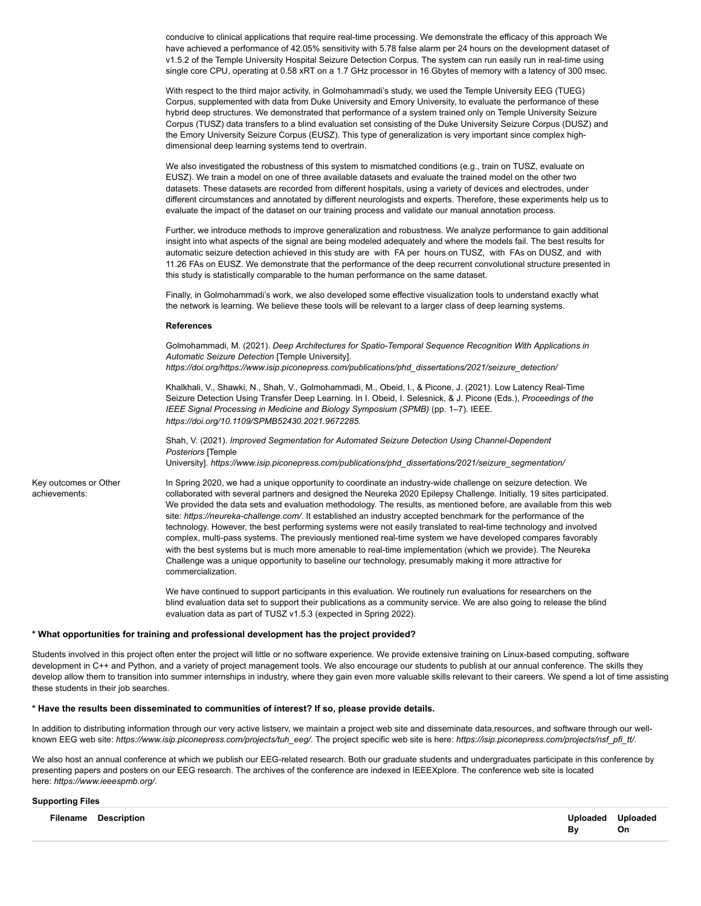conducive to clinical applications that require real-time processing. We demonstrate the efficacy of this approach We have achieved a performance of 42.05% sensitivity with 5.78 false alarm per 24 hours on the development dataset of v1.5.2 of the Temple University Hospital Seizure Detection Corpus. The system can run easily run in real-time using single core CPU, operating at 0.58 xRT on a 1.7 GHz processor in 16 Gbytes of memory with a latency of 300 msec.

With respect to the third major activity, in Golmohammadi's study, we used the Temple University EEG (TUEG) Corpus, supplemented with data from Duke University and Emory University, to evaluate the performance of these hybrid deep structures. We demonstrated that performance of a system trained only on Temple University Seizure Corpus (TUSZ) data transfers to a blind evaluation set consisting of the Duke University Seizure Corpus (DUSZ) and the Emory University Seizure Corpus (EUSZ). This type of generalization is very important since complex high-dimensional deep learning systems tend to overtrain.

We also investigated the robustness of this system to mismatched conditions (e.g., train on TUSZ, evaluate on EUSZ). We train a model on one of three available datasets and evaluate the trained model on the other two datasets. These datasets are recorded from different hospitals, using a variety of devices and electrodes, under different circumstances and annotated by different neurologists and experts. Therefore, these experiments help us to evaluate the impact of the dataset on our training process and validate our manual annotation process.

Further, we introduce methods to improve generalization and robustness. We analyze performance to gain additional insight into what aspects of the signal are being modeled adequately and where the models fail. The best results for automatic seizure detection achieved in this study are  with  FA per  hours on TUSZ,  with  FAs on DUSZ, and  with 11.26 FAs on EUSZ. We demonstrate that the performance of the deep recurrent convolutional structure presented in this study is statistically comparable to the human performance on the same dataset.

Finally, in Golmohammadi's work, we also developed some effective visualization tools to understand exactly what the network is learning. We believe these tools will be relevant to a larger class of deep learning systems.

**References**

Golmohammadi, M. (2021). *Deep Architectures for Spatio-Temporal Sequence Recognition With Applications in Automatic Seizure Detection* [Temple University]. *https://doi.org/https://www.isip.piconepress.com/publications/phd_dissertations/2021/seizure_detection/*

Khalkhali, V., Shawki, N., Shah, V., Golmohammadi, M., Obeid, I., & Picone, J. (2021). Low Latency Real-Time Seizure Detection Using Transfer Deep Learning. In I. Obeid, I. Selesnick, & J. Picone (Eds.), *Proceedings of the IEEE Signal Processing in Medicine and Biology Symposium (SPMB)* (pp. 1–7). IEEE. *https://doi.org/10.1109/SPMB52430.2021.9672285.*

Shah, V. (2021). *Improved Segmentation for Automated Seizure Detection Using Channel-Dependent Posteriors* [Temple University]. *https://www.isip.piconepress.com/publications/phd_dissertations/2021/seizure_segmentation/*

Key outcomes or Other achievements:

In Spring 2020, we had a unique opportunity to coordinate an industry-wide challenge on seizure detection. We collaborated with several partners and designed the Neureka 2020 Epilepsy Challenge. Initially, 19 sites participated. We provided the data sets and evaluation methodology. The results, as mentioned before, are available from this web site: *https://neureka-challenge.com/*. It established an industry accepted benchmark for the performance of the technology. However, the best performing systems were not easily translated to real-time technology and involved complex, multi-pass systems. The previously mentioned real-time system we have developed compares favorably with the best systems but is much more amenable to real-time implementation (which we provide). The Neureka Challenge was a unique opportunity to baseline our technology, presumably making it more attractive for commercialization.

We have continued to support participants in this evaluation. We routinely run evaluations for researchers on the blind evaluation data set to support their publications as a community service. We are also going to release the blind evaluation data as part of TUSZ v1.5.3 (expected in Spring 2022).

**\* What opportunities for training and professional development has the project provided?**

Students involved in this project often enter the project will little or no software experience. We provide extensive training on Linux-based computing, software development in C++ and Python, and a variety of project management tools. We also encourage our students to publish at our annual conference. The skills they develop allow them to transition into summer internships in industry, where they gain even more valuable skills relevant to their careers. We spend a lot of time assisting these students in their job searches.

**\* Have the results been disseminated to communities of interest? If so, please provide details.**

In addition to distributing information through our very active listserv, we maintain a project web site and disseminate data,resources, and software through our well-known EEG web site: *https://www.isip.piconepress.com/projects/tuh_eeg/*. The project specific web site is here: *https://isip.piconepress.com/projects/nsf_pfi_tt/.*

We also host an annual conference at which we publish our EEG-related research. Both our graduate students and undergraduates participate in this conference by presenting papers and posters on our EEG research. The archives of the conference are indexed in IEEEXplore. The conference web site is located here: *https://www.ieeespmb.org/*.

**Supporting Files**

| Filename | Description | Uploaded By | Uploaded On |
| --- | --- | --- | --- |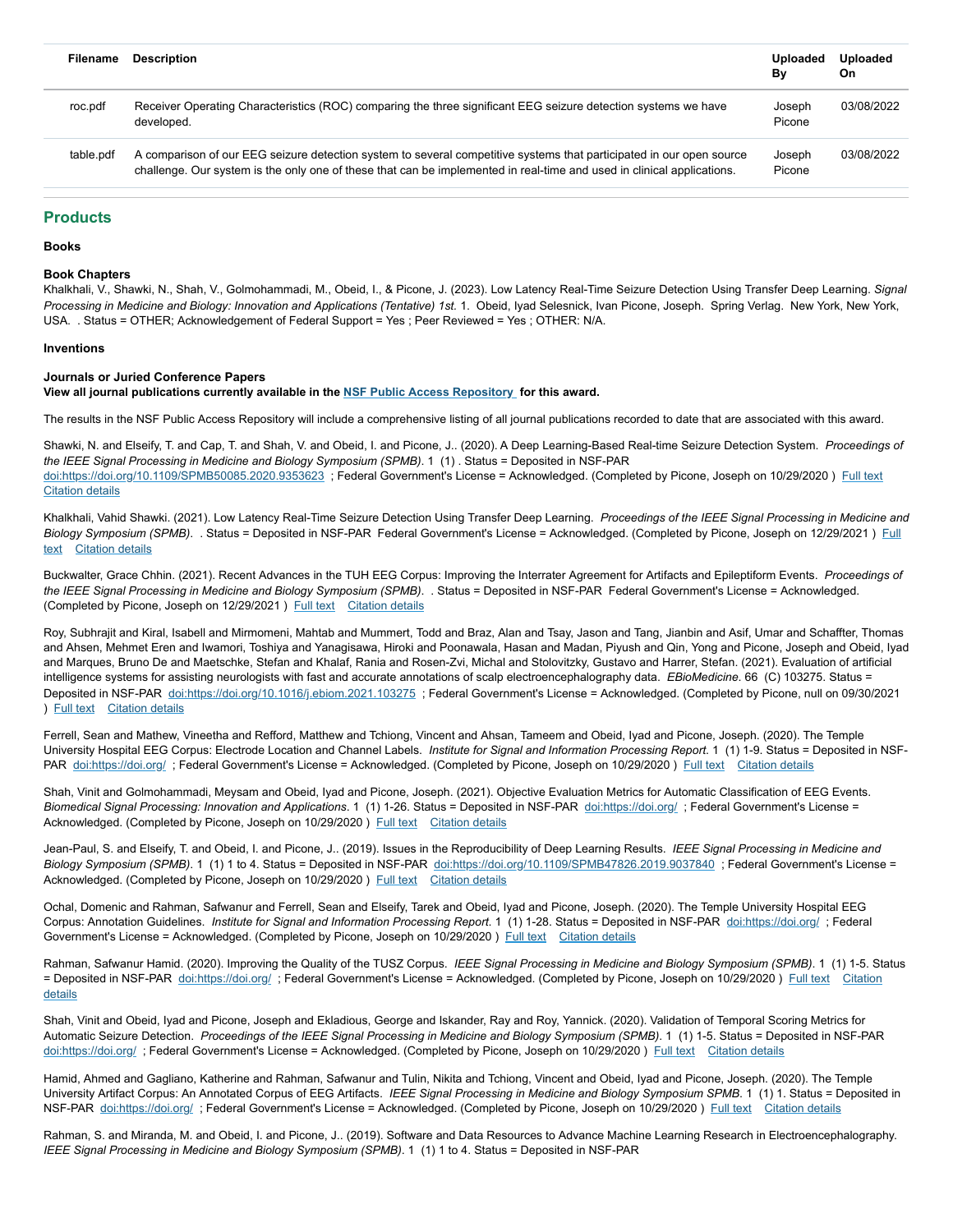| Filename | Description | Uploaded By | Uploaded On |
|---|---|---|---|
| roc.pdf | Receiver Operating Characteristics (ROC) comparing the three significant EEG seizure detection systems we have developed. | Joseph Picone | 03/08/2022 |
| table.pdf | A comparison of our EEG seizure detection system to several competitive systems that participated in our open source challenge. Our system is the only one of these that can be implemented in real-time and used in clinical applications. | Joseph Picone | 03/08/2022 |

## Products

**Books**

**Book Chapters**

Khalkhali, V., Shawki, N., Shah, V., Golmohammadi, M., Obeid, I., & Picone, J. (2023). Low Latency Real-Time Seizure Detection Using Transfer Deep Learning. *Signal Processing in Medicine and Biology: Innovation and Applications (Tentative) 1st.* 1. Obeid, Iyad Selesnick, Ivan Picone, Joseph. Spring Verlag. New York, New York, USA. . Status = OTHER; Acknowledgement of Federal Support = Yes ; Peer Reviewed = Yes ; OTHER: N/A.

**Inventions**

**Journals or Juried Conference Papers**
**View all journal publications currently available in the NSF Public Access Repository for this award.**

The results in the NSF Public Access Repository will include a comprehensive listing of all journal publications recorded to date that are associated with this award.

Shawki, N. and Elseify, T. and Cap, T. and Shah, V. and Obeid, I. and Picone, J.. (2020). A Deep Learning-Based Real-time Seizure Detection System. *Proceedings of the IEEE Signal Processing in Medicine and Biology Symposium (SPMB)*. 1 (1) . Status = Deposited in NSF-PAR doi:https://doi.org/10.1109/SPMB50085.2020.9353623 ; Federal Government's License = Acknowledged. (Completed by Picone, Joseph on 10/29/2020 ) Full text Citation details

Khalkhali, Vahid Shawki. (2021). Low Latency Real-Time Seizure Detection Using Transfer Deep Learning. *Proceedings of the IEEE Signal Processing in Medicine and Biology Symposium (SPMB)*. . Status = Deposited in NSF-PAR Federal Government's License = Acknowledged. (Completed by Picone, Joseph on 12/29/2021 ) Full text Citation details

Buckwalter, Grace Chhin. (2021). Recent Advances in the TUH EEG Corpus: Improving the Interrater Agreement for Artifacts and Epileptiform Events. *Proceedings of the IEEE Signal Processing in Medicine and Biology Symposium (SPMB)*. . Status = Deposited in NSF-PAR Federal Government's License = Acknowledged. (Completed by Picone, Joseph on 12/29/2021 ) Full text Citation details

Roy, Subhrajit and Kiral, Isabell and Mirmomeni, Mahtab and Mummert, Todd and Braz, Alan and Tsay, Jason and Tang, Jianbin and Asif, Umar and Schaffter, Thomas and Ahsen, Mehmet Eren and Iwamori, Toshiya and Yanagisawa, Hiroki and Poonawala, Hasan and Madan, Piyush and Qin, Yong and Picone, Joseph and Obeid, Iyad and Marques, Bruno De and Maetschke, Stefan and Khalaf, Rania and Rosen-Zvi, Michal and Stolovitzky, Gustavo and Harrer, Stefan. (2021). Evaluation of artificial intelligence systems for assisting neurologists with fast and accurate annotations of scalp electroencephalography data. *EBioMedicine*. 66 (C) 103275. Status = Deposited in NSF-PAR doi:https://doi.org/10.1016/j.ebiom.2021.103275 ; Federal Government's License = Acknowledged. (Completed by Picone, null on 09/30/2021 ) Full text Citation details

Ferrell, Sean and Mathew, Vineetha and Refford, Matthew and Tchiong, Vincent and Ahsan, Tameem and Obeid, Iyad and Picone, Joseph. (2020). The Temple University Hospital EEG Corpus: Electrode Location and Channel Labels. *Institute for Signal and Information Processing Report*. 1 (1) 1-9. Status = Deposited in NSF-PAR doi:https://doi.org/ ; Federal Government's License = Acknowledged. (Completed by Picone, Joseph on 10/29/2020 ) Full text Citation details

Shah, Vinit and Golmohammadi, Meysam and Obeid, Iyad and Picone, Joseph. (2021). Objective Evaluation Metrics for Automatic Classification of EEG Events. *Biomedical Signal Processing: Innovation and Applications*. 1 (1) 1-26. Status = Deposited in NSF-PAR doi:https://doi.org/ ; Federal Government's License = Acknowledged. (Completed by Picone, Joseph on 10/29/2020 ) Full text Citation details

Jean-Paul, S. and Elseify, T. and Obeid, I. and Picone, J.. (2019). Issues in the Reproducibility of Deep Learning Results. *IEEE Signal Processing in Medicine and Biology Symposium (SPMB)*. 1 (1) 1 to 4. Status = Deposited in NSF-PAR doi:https://doi.org/10.1109/SPMB47826.2019.9037840 ; Federal Government's License = Acknowledged. (Completed by Picone, Joseph on 10/29/2020 ) Full text Citation details

Ochal, Domenic and Rahman, Safwanur and Ferrell, Sean and Elseify, Tarek and Obeid, Iyad and Picone, Joseph. (2020). The Temple University Hospital EEG Corpus: Annotation Guidelines. *Institute for Signal and Information Processing Report*. 1 (1) 1-28. Status = Deposited in NSF-PAR doi:https://doi.org/ ; Federal Government's License = Acknowledged. (Completed by Picone, Joseph on 10/29/2020 ) Full text Citation details

Rahman, Safwanur Hamid. (2020). Improving the Quality of the TUSZ Corpus. *IEEE Signal Processing in Medicine and Biology Symposium (SPMB)*. 1 (1) 1-5. Status = Deposited in NSF-PAR doi:https://doi.org/ ; Federal Government's License = Acknowledged. (Completed by Picone, Joseph on 10/29/2020 ) Full text Citation details

Shah, Vinit and Obeid, Iyad and Picone, Joseph and Ekladious, George and Iskander, Ray and Roy, Yannick. (2020). Validation of Temporal Scoring Metrics for Automatic Seizure Detection. *Proceedings of the IEEE Signal Processing in Medicine and Biology Symposium (SPMB)*. 1 (1) 1-5. Status = Deposited in NSF-PAR doi:https://doi.org/ ; Federal Government's License = Acknowledged. (Completed by Picone, Joseph on 10/29/2020 ) Full text Citation details

Hamid, Ahmed and Gagliano, Katherine and Rahman, Safwanur and Tulin, Nikita and Tchiong, Vincent and Obeid, Iyad and Picone, Joseph. (2020). The Temple University Artifact Corpus: An Annotated Corpus of EEG Artifacts. *IEEE Signal Processing in Medicine and Biology Symposium SPMB*. 1 (1) 1. Status = Deposited in NSF-PAR doi:https://doi.org/ ; Federal Government's License = Acknowledged. (Completed by Picone, Joseph on 10/29/2020 ) Full text Citation details

Rahman, S. and Miranda, M. and Obeid, I. and Picone, J.. (2019). Software and Data Resources to Advance Machine Learning Research in Electroencephalography. *IEEE Signal Processing in Medicine and Biology Symposium (SPMB)*. 1 (1) 1 to 4. Status = Deposited in NSF-PAR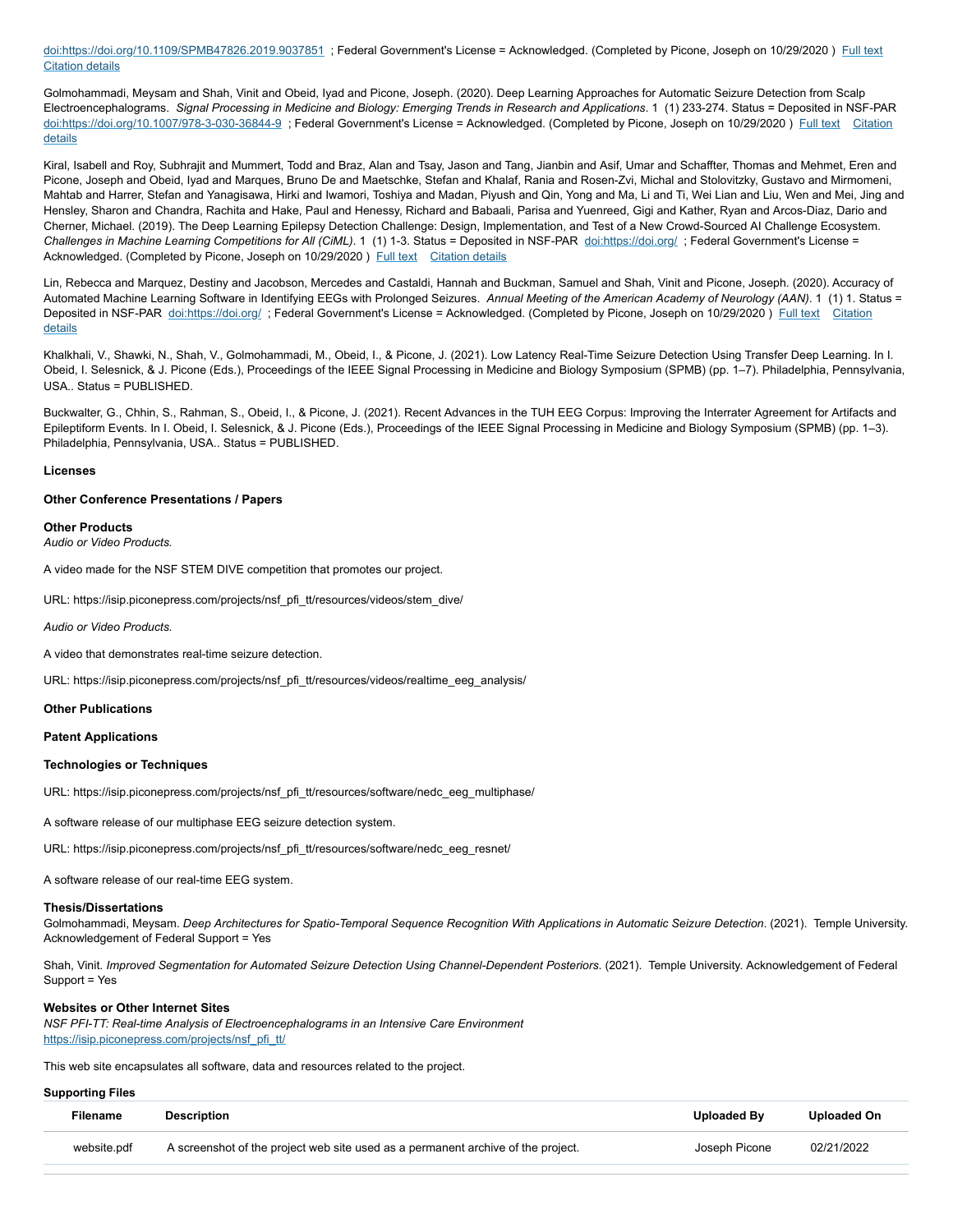doi:https://doi.org/10.1109/SPMB47826.2019.9037851 ; Federal Government's License = Acknowledged. (Completed by Picone, Joseph on 10/29/2020 ) Full text Citation details

Golmohammadi, Meysam and Shah, Vinit and Obeid, Iyad and Picone, Joseph. (2020). Deep Learning Approaches for Automatic Seizure Detection from Scalp Electroencephalograms. *Signal Processing in Medicine and Biology: Emerging Trends in Research and Applications*. 1 (1) 233-274. Status = Deposited in NSF-PAR doi:https://doi.org/10.1007/978-3-030-36844-9 ; Federal Government's License = Acknowledged. (Completed by Picone, Joseph on 10/29/2020 ) Full text Citation details

Kiral, Isabell and Roy, Subhrajit and Mummert, Todd and Braz, Alan and Tsay, Jason and Tang, Jianbin and Asif, Umar and Schaffter, Thomas and Mehmet, Eren and Picone, Joseph and Obeid, Iyad and Marques, Bruno De and Maetschke, Stefan and Khalaf, Rania and Rosen-Zvi, Michal and Stolovitzky, Gustavo and Mirmomeni, Mahtab and Harrer, Stefan and Yanagisawa, Hirki and Iwamori, Toshiya and Madan, Piyush and Qin, Yong and Ma, Li and Ti, Wei Lian and Liu, Wen and Mei, Jing and Hensley, Sharon and Chandra, Rachita and Hake, Paul and Henessy, Richard and Babaali, Parisa and Yuenreed, Gigi and Kather, Ryan and Arcos-Diaz, Dario and Cherner, Michael. (2019). The Deep Learning Epilepsy Detection Challenge: Design, Implementation, and Test of a New Crowd-Sourced AI Challenge Ecosystem. *Challenges in Machine Learning Competitions for All (CiML)*. 1 (1) 1-3. Status = Deposited in NSF-PAR doi:https://doi.org/ ; Federal Government's License = Acknowledged. (Completed by Picone, Joseph on 10/29/2020 ) Full text Citation details

Lin, Rebecca and Marquez, Destiny and Jacobson, Mercedes and Castaldi, Hannah and Buckman, Samuel and Shah, Vinit and Picone, Joseph. (2020). Accuracy of Automated Machine Learning Software in Identifying EEGs with Prolonged Seizures. *Annual Meeting of the American Academy of Neurology (AAN)*. 1 (1) 1. Status = Deposited in NSF-PAR doi:https://doi.org/ ; Federal Government's License = Acknowledged. (Completed by Picone, Joseph on 10/29/2020 ) Full text Citation details

Khalkhali, V., Shawki, N., Shah, V., Golmohammadi, M., Obeid, I., & Picone, J. (2021). Low Latency Real-Time Seizure Detection Using Transfer Deep Learning. In I. Obeid, I. Selesnick, & J. Picone (Eds.), Proceedings of the IEEE Signal Processing in Medicine and Biology Symposium (SPMB) (pp. 1–7). Philadelphia, Pennsylvania, USA.. Status = PUBLISHED.

Buckwalter, G., Chhin, S., Rahman, S., Obeid, I., & Picone, J. (2021). Recent Advances in the TUH EEG Corpus: Improving the Interrater Agreement for Artifacts and Epileptiform Events. In I. Obeid, I. Selesnick, & J. Picone (Eds.), Proceedings of the IEEE Signal Processing in Medicine and Biology Symposium (SPMB) (pp. 1–3). Philadelphia, Pennsylvania, USA.. Status = PUBLISHED.

**Licenses**

**Other Conference Presentations / Papers**

**Other Products**

*Audio or Video Products.*

A video made for the NSF STEM DIVE competition that promotes our project.

URL: https://isip.piconepress.com/projects/nsf_pfi_tt/resources/videos/stem_dive/

*Audio or Video Products.*

A video that demonstrates real-time seizure detection.

URL: https://isip.piconepress.com/projects/nsf_pfi_tt/resources/videos/realtime_eeg_analysis/

**Other Publications**

**Patent Applications**

**Technologies or Techniques**

URL: https://isip.piconepress.com/projects/nsf_pfi_tt/resources/software/nedc_eeg_multiphase/

A software release of our multiphase EEG seizure detection system.

URL: https://isip.piconepress.com/projects/nsf_pfi_tt/resources/software/nedc_eeg_resnet/

A software release of our real-time EEG system.

**Thesis/Dissertations**

Golmohammadi, Meysam. *Deep Architectures for Spatio-Temporal Sequence Recognition With Applications in Automatic Seizure Detection*. (2021). Temple University. Acknowledgement of Federal Support = Yes

Shah, Vinit. *Improved Segmentation for Automated Seizure Detection Using Channel-Dependent Posteriors*. (2021). Temple University. Acknowledgement of Federal Support = Yes

**Websites or Other Internet Sites**

*NSF PFI-TT: Real-time Analysis of Electroencephalograms in an Intensive Care Environment*
https://isip.piconepress.com/projects/nsf_pfi_tt/

This web site encapsulates all software, data and resources related to the project.

**Supporting Files**

| Filename | Description | Uploaded By | Uploaded On |
|---|---|---|---|
| website.pdf | A screenshot of the project web site used as a permanent archive of the project. | Joseph Picone | 02/21/2022 |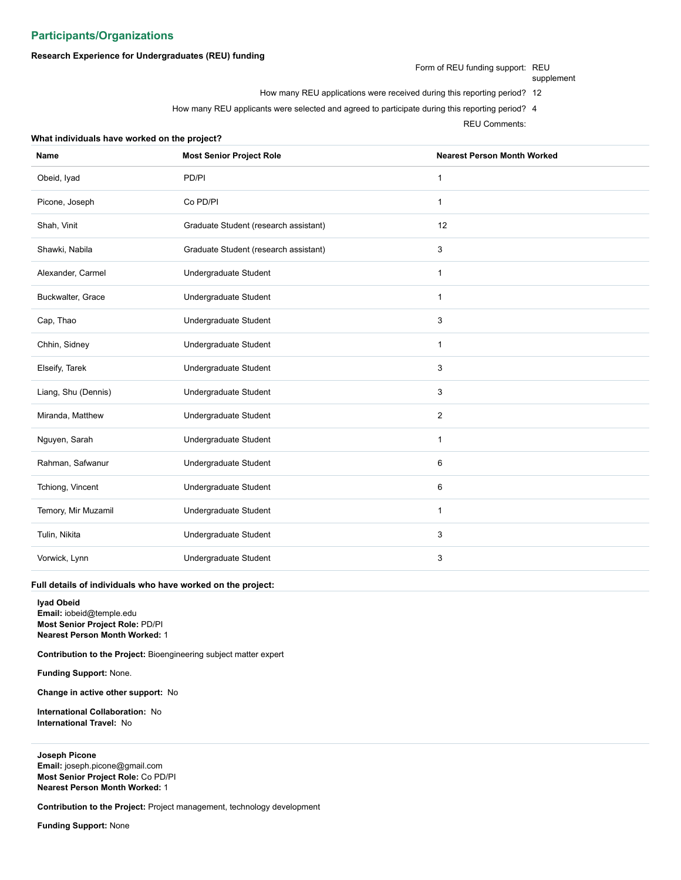## Participants/Organizations

**Research Experience for Undergraduates (REU) funding**

Form of REU funding support: REU supplement

How many REU applications were received during this reporting period? 12

How many REU applicants were selected and agreed to participate during this reporting period? 4

REU Comments:

**What individuals have worked on the project?**

| Name | Most Senior Project Role | Nearest Person Month Worked |
|---|---|---|
| Obeid, Iyad | PD/PI | 1 |
| Picone, Joseph | Co PD/PI | 1 |
| Shah, Vinit | Graduate Student (research assistant) | 12 |
| Shawki, Nabila | Graduate Student (research assistant) | 3 |
| Alexander, Carmel | Undergraduate Student | 1 |
| Buckwalter, Grace | Undergraduate Student | 1 |
| Cap, Thao | Undergraduate Student | 3 |
| Chhin, Sidney | Undergraduate Student | 1 |
| Elseify, Tarek | Undergraduate Student | 3 |
| Liang, Shu (Dennis) | Undergraduate Student | 3 |
| Miranda, Matthew | Undergraduate Student | 2 |
| Nguyen, Sarah | Undergraduate Student | 1 |
| Rahman, Safwanur | Undergraduate Student | 6 |
| Tchiong, Vincent | Undergraduate Student | 6 |
| Temory, Mir Muzamil | Undergraduate Student | 1 |
| Tulin, Nikita | Undergraduate Student | 3 |
| Vorwick, Lynn | Undergraduate Student | 3 |

**Full details of individuals who have worked on the project:**

**Iyad Obeid**
**Email:** iobeid@temple.edu
**Most Senior Project Role:** PD/PI
**Nearest Person Month Worked:** 1

**Contribution to the Project:** Bioengineering subject matter expert

**Funding Support:** None.

**Change in active other support:** No

**International Collaboration:** No
**International Travel:** No

---

**Joseph Picone**
**Email:** joseph.picone@gmail.com
**Most Senior Project Role:** Co PD/PI
**Nearest Person Month Worked:** 1

**Contribution to the Project:** Project management, technology development

**Funding Support:** None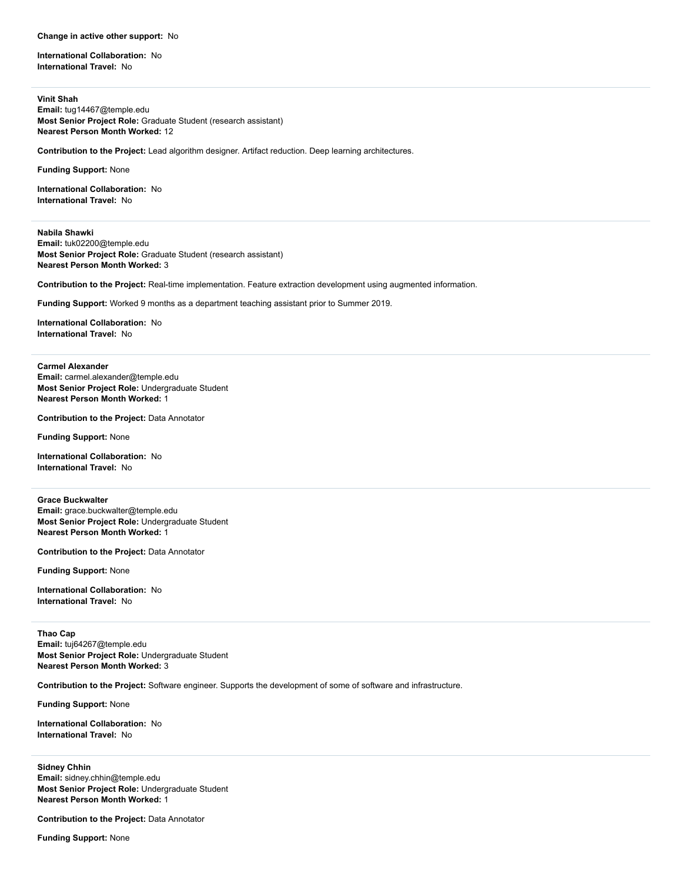**Change in active other support:** No

**International Collaboration:** No
**International Travel:** No

---

**Vinit Shah**
**Email:** tug14467@temple.edu
**Most Senior Project Role:** Graduate Student (research assistant)
**Nearest Person Month Worked:** 12

**Contribution to the Project:** Lead algorithm designer. Artifact reduction. Deep learning architectures.

**Funding Support:** None

**International Collaboration:** No
**International Travel:** No

---

**Nabila Shawki**
**Email:** tuk02200@temple.edu
**Most Senior Project Role:** Graduate Student (research assistant)
**Nearest Person Month Worked:** 3

**Contribution to the Project:** Real-time implementation. Feature extraction development using augmented information.

**Funding Support:** Worked 9 months as a department teaching assistant prior to Summer 2019.

**International Collaboration:** No
**International Travel:** No

---

**Carmel Alexander**
**Email:** carmel.alexander@temple.edu
**Most Senior Project Role:** Undergraduate Student
**Nearest Person Month Worked:** 1

**Contribution to the Project:** Data Annotator

**Funding Support:** None

**International Collaboration:** No
**International Travel:** No

---

**Grace Buckwalter**
**Email:** grace.buckwalter@temple.edu
**Most Senior Project Role:** Undergraduate Student
**Nearest Person Month Worked:** 1

**Contribution to the Project:** Data Annotator

**Funding Support:** None

**International Collaboration:** No
**International Travel:** No

---

**Thao Cap**
**Email:** tuj64267@temple.edu
**Most Senior Project Role:** Undergraduate Student
**Nearest Person Month Worked:** 3

**Contribution to the Project:** Software engineer. Supports the development of some of software and infrastructure.

**Funding Support:** None

**International Collaboration:** No
**International Travel:** No

---

**Sidney Chhin**
**Email:** sidney.chhin@temple.edu
**Most Senior Project Role:** Undergraduate Student
**Nearest Person Month Worked:** 1

**Contribution to the Project:** Data Annotator

**Funding Support:** None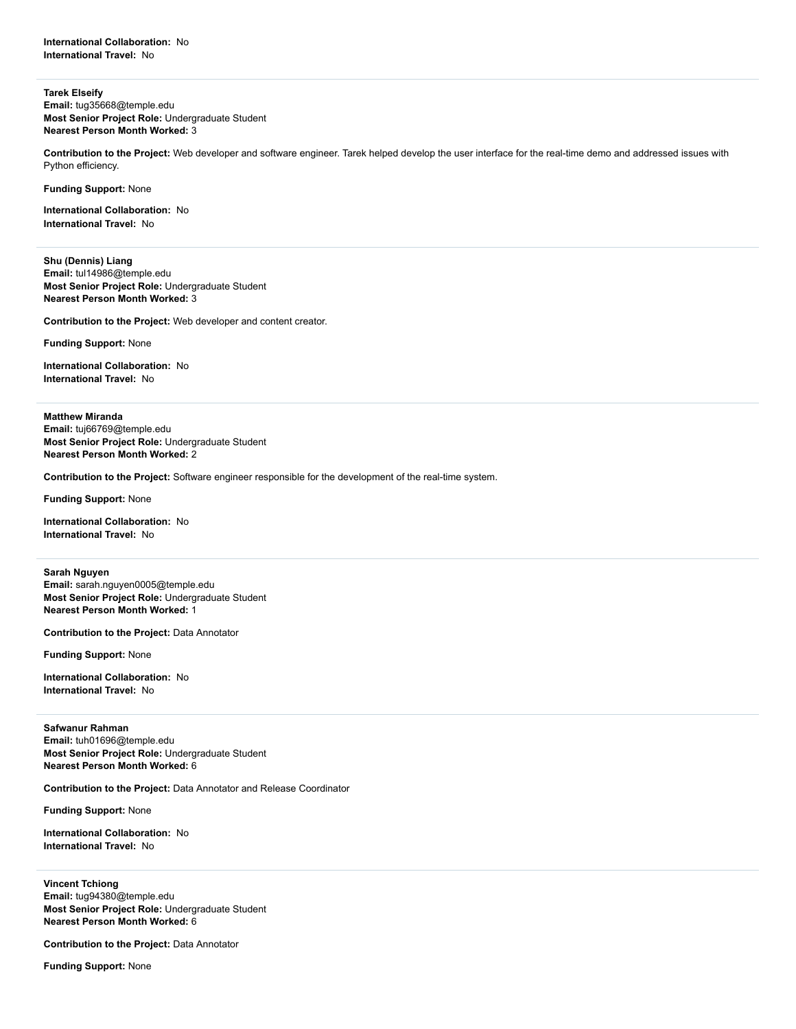**International Collaboration:** No
**International Travel:** No

---

**Tarek Elseify**
**Email:** tug35668@temple.edu
**Most Senior Project Role:** Undergraduate Student
**Nearest Person Month Worked:** 3

**Contribution to the Project:** Web developer and software engineer. Tarek helped develop the user interface for the real-time demo and addressed issues with Python efficiency.

**Funding Support:** None

**International Collaboration:** No
**International Travel:** No

---

**Shu (Dennis) Liang**
**Email:** tul14986@temple.edu
**Most Senior Project Role:** Undergraduate Student
**Nearest Person Month Worked:** 3

**Contribution to the Project:** Web developer and content creator.

**Funding Support:** None

**International Collaboration:** No
**International Travel:** No

---

**Matthew Miranda**
**Email:** tuj66769@temple.edu
**Most Senior Project Role:** Undergraduate Student
**Nearest Person Month Worked:** 2

**Contribution to the Project:** Software engineer responsible for the development of the real-time system.

**Funding Support:** None

**International Collaboration:** No
**International Travel:** No

---

**Sarah Nguyen**
**Email:** sarah.nguyen0005@temple.edu
**Most Senior Project Role:** Undergraduate Student
**Nearest Person Month Worked:** 1

**Contribution to the Project:** Data Annotator

**Funding Support:** None

**International Collaboration:** No
**International Travel:** No

---

**Safwanur Rahman**
**Email:** tuh01696@temple.edu
**Most Senior Project Role:** Undergraduate Student
**Nearest Person Month Worked:** 6

**Contribution to the Project:** Data Annotator and Release Coordinator

**Funding Support:** None

**International Collaboration:** No
**International Travel:** No

---

**Vincent Tchiong**
**Email:** tug94380@temple.edu
**Most Senior Project Role:** Undergraduate Student
**Nearest Person Month Worked:** 6

**Contribution to the Project:** Data Annotator

**Funding Support:** None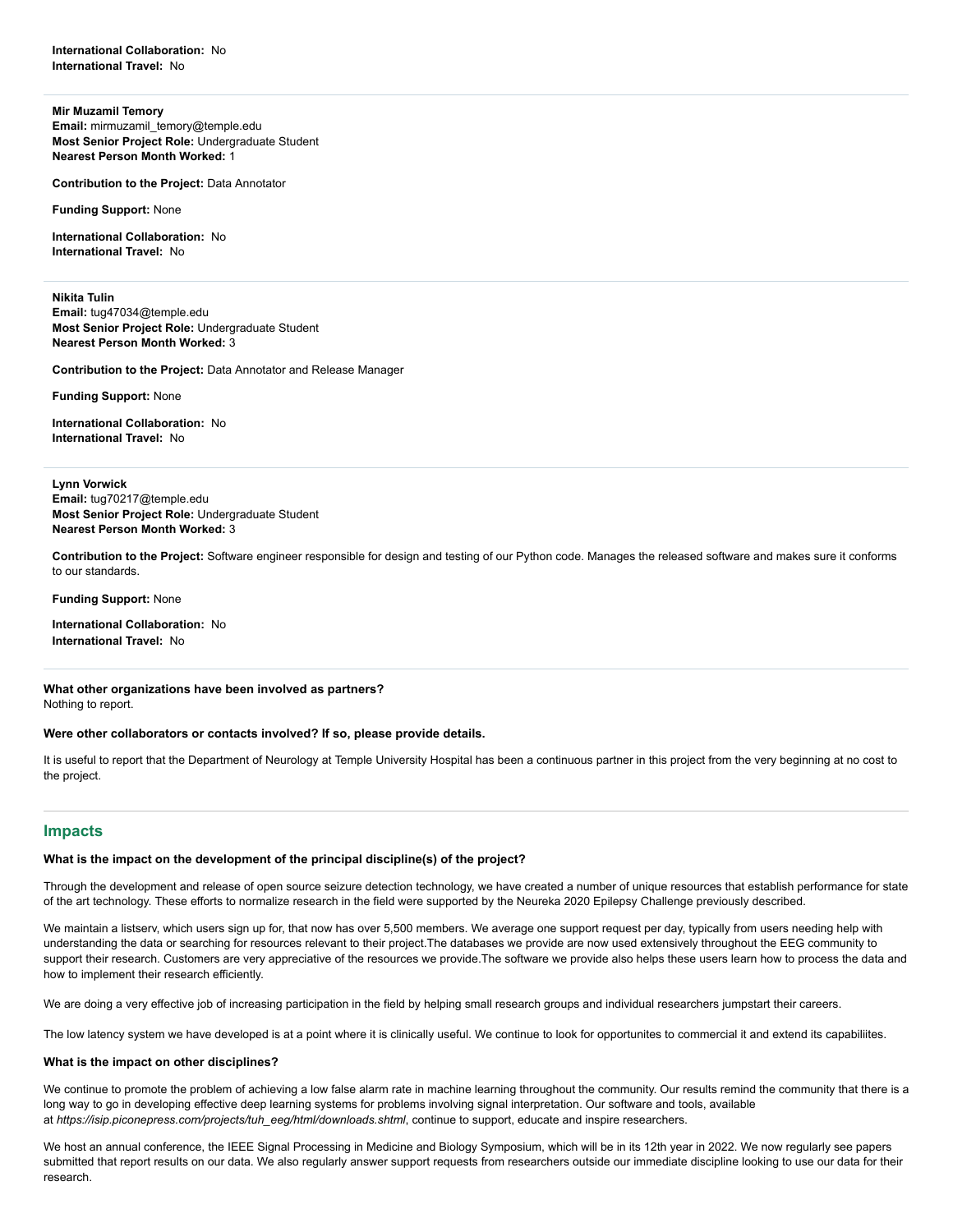**International Collaboration:** No
**International Travel:** No

**Mir Muzamil Temory**
**Email:** mirmuzamil_temory@temple.edu
**Most Senior Project Role:** Undergraduate Student
**Nearest Person Month Worked:** 1

**Contribution to the Project:** Data Annotator

**Funding Support:** None

**International Collaboration:** No
**International Travel:** No

**Nikita Tulin**
**Email:** tug47034@temple.edu
**Most Senior Project Role:** Undergraduate Student
**Nearest Person Month Worked:** 3

**Contribution to the Project:** Data Annotator and Release Manager

**Funding Support:** None

**International Collaboration:** No
**International Travel:** No

**Lynn Vorwick**
**Email:** tug70217@temple.edu
**Most Senior Project Role:** Undergraduate Student
**Nearest Person Month Worked:** 3

**Contribution to the Project:** Software engineer responsible for design and testing of our Python code. Manages the released software and makes sure it conforms to our standards.

**Funding Support:** None

**International Collaboration:** No
**International Travel:** No

**What other organizations have been involved as partners?**
Nothing to report.

**Were other collaborators or contacts involved? If so, please provide details.**

It is useful to report that the Department of Neurology at Temple University Hospital has been a continuous partner in this project from the very beginning at no cost to the project.

## Impacts

**What is the impact on the development of the principal discipline(s) of the project?**

Through the development and release of open source seizure detection technology, we have created a number of unique resources that establish performance for state of the art technology. These efforts to normalize research in the field were supported by the Neureka 2020 Epilepsy Challenge previously described.

We maintain a listserv, which users sign up for, that now has over 5,500 members. We average one support request per day, typically from users needing help with understanding the data or searching for resources relevant to their project.The databases we provide are now used extensively throughout the EEG community to support their research. Customers are very appreciative of the resources we provide.The software we provide also helps these users learn how to process the data and how to implement their research efficiently.

We are doing a very effective job of increasing participation in the field by helping small research groups and individual researchers jumpstart their careers.

The low latency system we have developed is at a point where it is clinically useful. We continue to look for opportunites to commercial it and extend its capabiliites.

**What is the impact on other disciplines?**

We continue to promote the problem of achieving a low false alarm rate in machine learning throughout the community. Our results remind the community that there is a long way to go in developing effective deep learning systems for problems involving signal interpretation. Our software and tools, available at *https://isip.piconepress.com/projects/tuh_eeg/html/downloads.shtml*, continue to support, educate and inspire researchers.

We host an annual conference, the IEEE Signal Processing in Medicine and Biology Symposium, which will be in its 12th year in 2022. We now regularly see papers submitted that report results on our data. We also regularly answer support requests from researchers outside our immediate discipline looking to use our data for their research.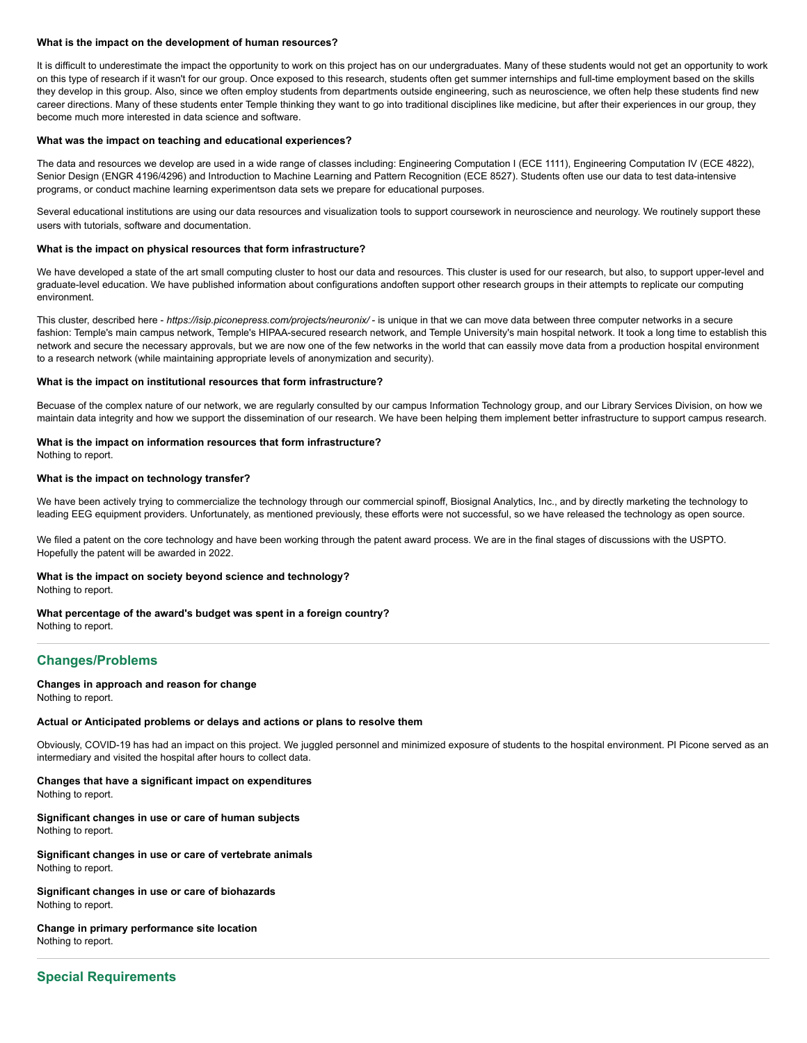**What is the impact on the development of human resources?**

It is difficult to underestimate the impact the opportunity to work on this project has on our undergraduates. Many of these students would not get an opportunity to work on this type of research if it wasn't for our group. Once exposed to this research, students often get summer internships and full-time employment based on the skills they develop in this group. Also, since we often employ students from departments outside engineering, such as neuroscience, we often help these students find new career directions. Many of these students enter Temple thinking they want to go into traditional disciplines like medicine, but after their experiences in our group, they become much more interested in data science and software.

**What was the impact on teaching and educational experiences?**

The data and resources we develop are used in a wide range of classes including: Engineering Computation I (ECE 1111), Engineering Computation IV (ECE 4822), Senior Design (ENGR 4196/4296) and Introduction to Machine Learning and Pattern Recognition (ECE 8527). Students often use our data to test data-intensive programs, or conduct machine learning experimentson data sets we prepare for educational purposes.

Several educational institutions are using our data resources and visualization tools to support coursework in neuroscience and neurology. We routinely support these users with tutorials, software and documentation.

**What is the impact on physical resources that form infrastructure?**

We have developed a state of the art small computing cluster to host our data and resources. This cluster is used for our research, but also, to support upper-level and graduate-level education. We have published information about configurations andoften support other research groups in their attempts to replicate our computing environment.

This cluster, described here - *https://isip.piconepress.com/projects/neuronix/* - is unique in that we can move data between three computer networks in a secure fashion: Temple's main campus network, Temple's HIPAA-secured research network, and Temple University's main hospital network. It took a long time to establish this network and secure the necessary approvals, but we are now one of the few networks in the world that can eassily move data from a production hospital environment to a research network (while maintaining appropriate levels of anonymization and security).

**What is the impact on institutional resources that form infrastructure?**

Becuase of the complex nature of our network, we are regularly consulted by our campus Information Technology group, and our Library Services Division, on how we maintain data integrity and how we support the dissemination of our research. We have been helping them implement better infrastructure to support campus research.

**What is the impact on information resources that form infrastructure?**
Nothing to report.

**What is the impact on technology transfer?**

We have been actively trying to commercialize the technology through our commercial spinoff, Biosignal Analytics, Inc., and by directly marketing the technology to leading EEG equipment providers. Unfortunately, as mentioned previously, these efforts were not successful, so we have released the technology as open source.

We filed a patent on the core technology and have been working through the patent award process. We are in the final stages of discussions with the USPTO. Hopefully the patent will be awarded in 2022.

**What is the impact on society beyond science and technology?**
Nothing to report.

**What percentage of the award's budget was spent in a foreign country?**
Nothing to report.

## Changes/Problems

**Changes in approach and reason for change**
Nothing to report.

**Actual or Anticipated problems or delays and actions or plans to resolve them**

Obviously, COVID-19 has had an impact on this project. We juggled personnel and minimized exposure of students to the hospital environment. PI Picone served as an intermediary and visited the hospital after hours to collect data.

**Changes that have a significant impact on expenditures**
Nothing to report.

**Significant changes in use or care of human subjects**
Nothing to report.

**Significant changes in use or care of vertebrate animals**
Nothing to report.

**Significant changes in use or care of biohazards**
Nothing to report.

**Change in primary performance site location**
Nothing to report.

## Special Requirements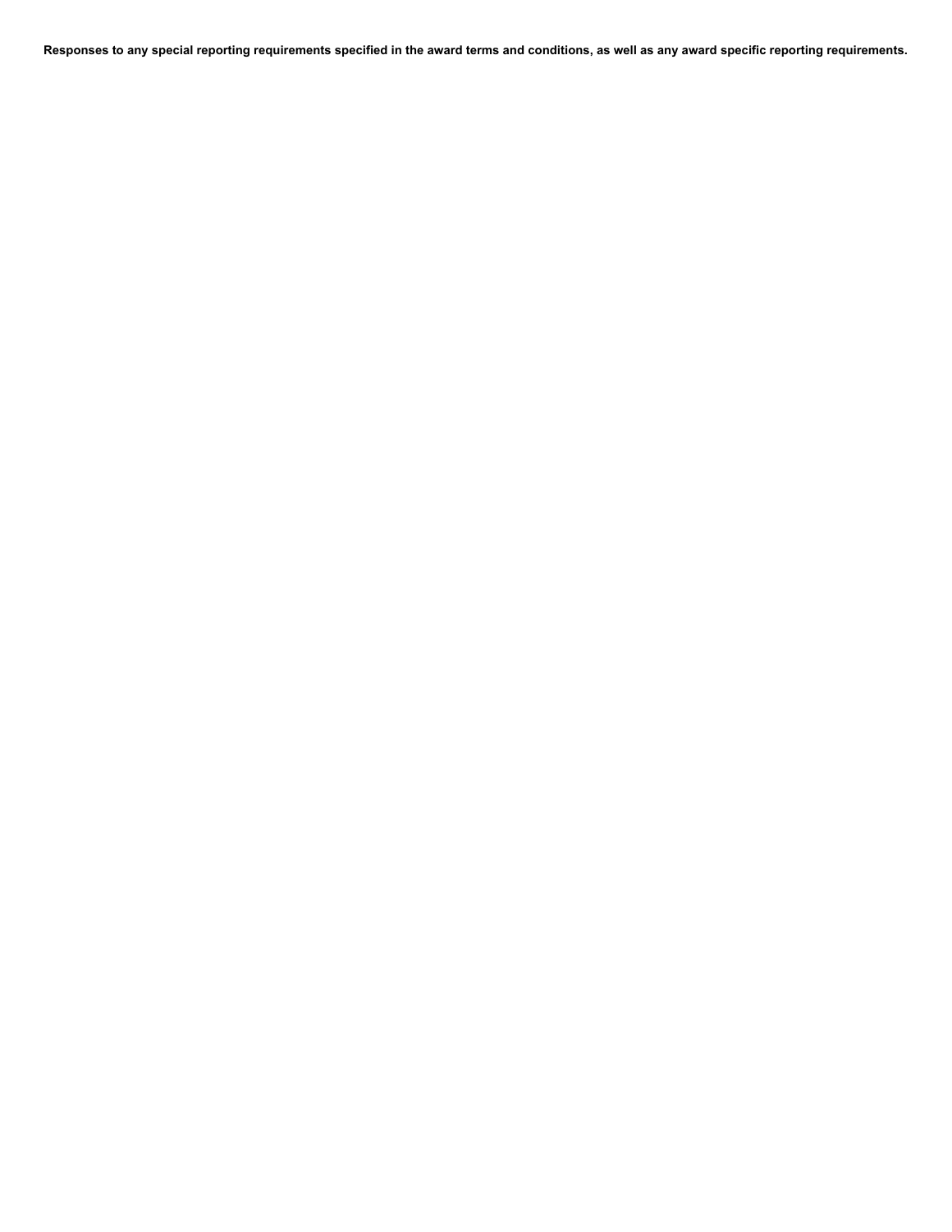**Responses to any special reporting requirements specified in the award terms and conditions, as well as any award specific reporting requirements.**